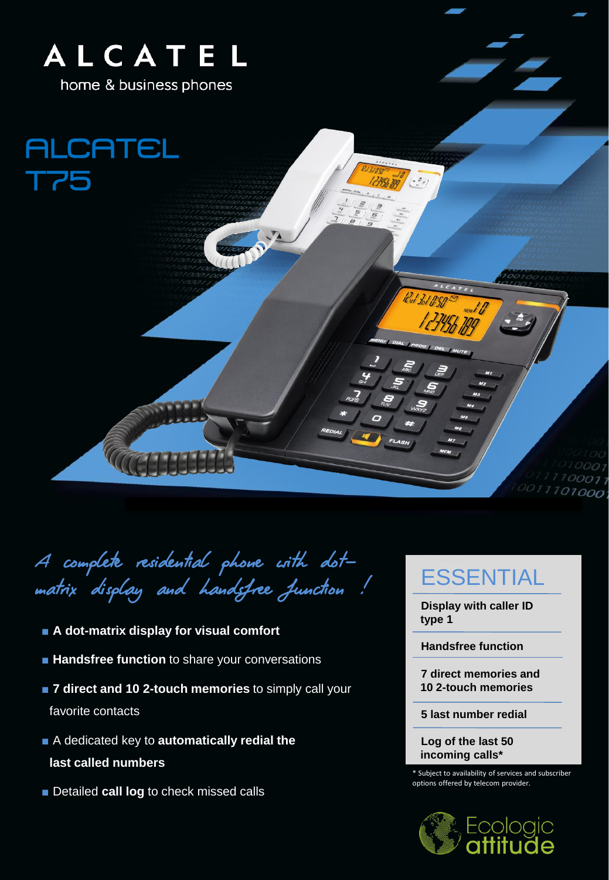# ALCATEL

home & business phones

## ALCATEL T75

*A complete residential phone with dot-matrix display and handsfree function !*

- **A dot-matrix display for visual comfort**
- **Handsfree function** to share your conversations
- **7 direct and 10 2-touch memories** to simply call your favorite contacts
- A dedicated key to **automatically redial the last called numbers**
- Detailed **call log** to check missed calls

## ESSENTIAL

**Display with caller ID type 1**

**Handsfree function**

**7 direct memories and 10 2-touch memories**

**5 last number redial**

**Log of the last 50 incoming calls***

* Subject to availability of services and subscriber options offered by telecom provider.

Ecologic attitude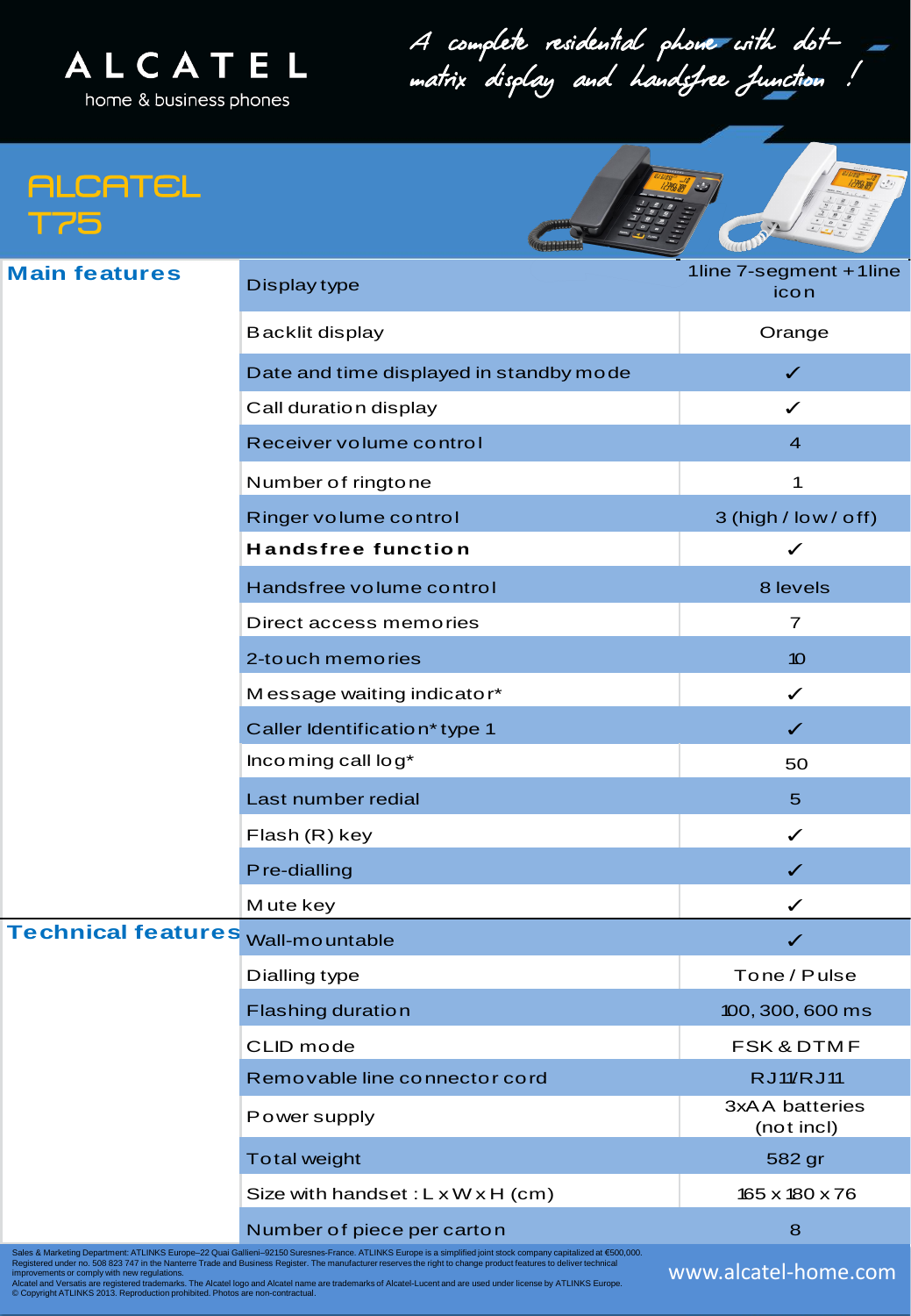ALCATEL
home & business phones

*A complete residential phone with dot-matrix display and handsfree function !*

# ALCATEL T75

| | | |
|---|---|---|
| **Main features** | Display type | 1 line 7-segment + 1 line icon |
| | Backlit display | Orange |
| | Date and time displayed in standby mode | ✓ |
| | Call duration display | ✓ |
| | Receiver volume control | 4 |
| | Number of ringtone | 1 |
| | Ringer volume control | 3 (high / low / off) |
| | **Handsfree function** | ✓ |
| | Handsfree volume control | 8 levels |
| | Direct access memories | 7 |
| | 2-touch memories | 10 |
| | Message waiting indicator* | ✓ |
| | Caller Identification* type 1 | ✓ |
| | Incoming call log* | 50 |
| | Last number redial | 5 |
| | Flash (R) key | ✓ |
| | Pre-dialling | ✓ |
| | Mute key | ✓ |
| **Technical features** | Wall-mountable | ✓ |
| | Dialling type | Tone / Pulse |
| | Flashing duration | 100, 300, 600 ms |
| | CLID mode | FSK & DTMF |
| | Removable line connector cord | RJ11/RJ11 |
| | Power supply | 3xAA batteries (not incl) |
| | Total weight | 582 gr |
| | Size with handset : L x W x H (cm) | 165 x 180 x 76 |
| | Number of piece per carton | 8 |

Sales & Marketing Department: ATLINKS Europe–22 Quai Gallieni–92150 Suresnes-France. ATLINKS Europe is a simplified joint stock company capitalized at €500,000. Registered under no. 508 823 747 in the Nanterre Trade and Business Register. The manufacturer reserves the right to change product features to deliver technical improvements or comply with new regulations.
Alcatel and Versatis are registered trademarks. The Alcatel logo and Alcatel name are trademarks of Alcatel-Lucent and are used under license by ATLINKS Europe.
© Copyright ATLINKS 2013. Reproduction prohibited. Photos are non-contractual.

www.alcatel-home.com